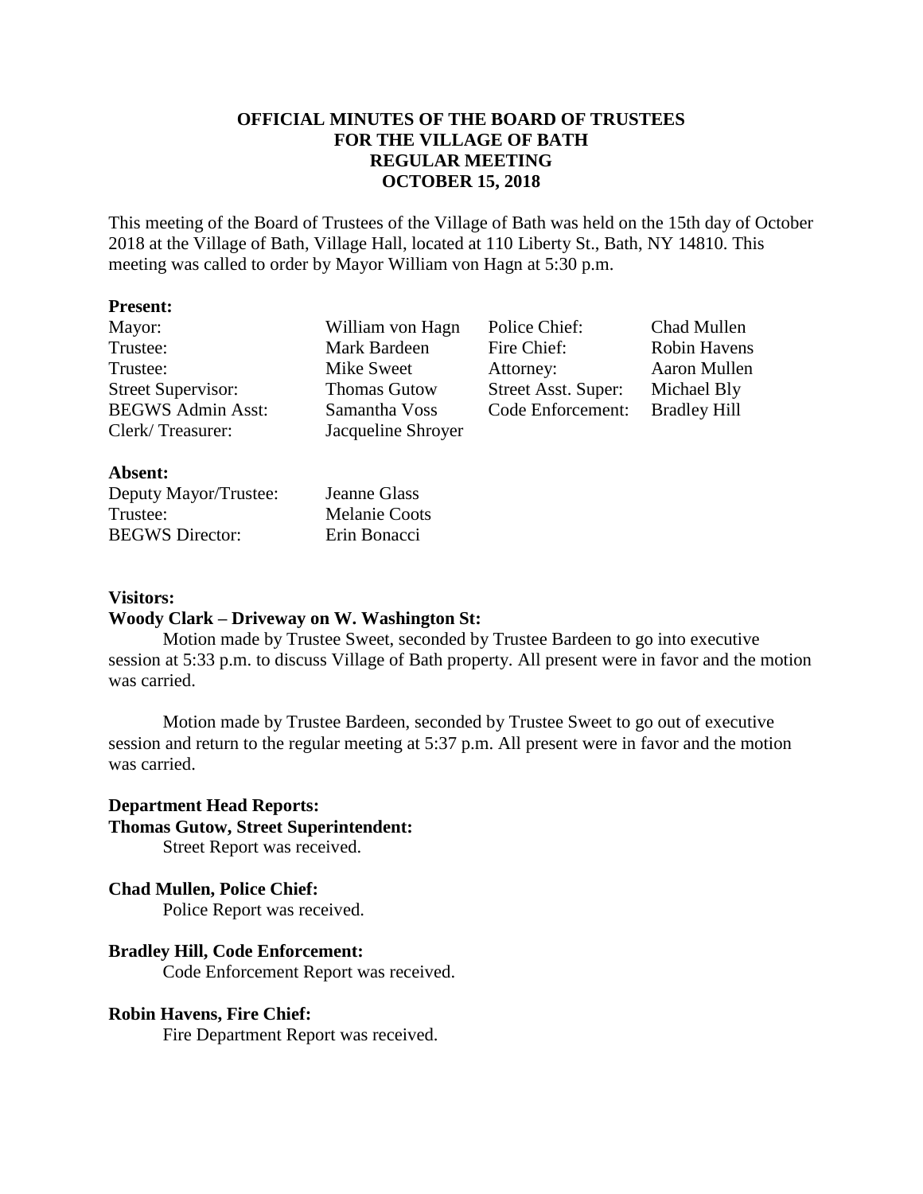# OFFICIAL MINUTES OF THE BOARD OF TRUSTEES FOR THE VILLAGE OF BATH REGULAR MEETING OCTOBER 15, 2018

This meeting of the Board of Trustees of the Village of Bath was held on the 15th day of October 2018 at the Village of Bath, Village Hall, located at 110 Liberty St., Bath, NY 14810. This meeting was called to order by Mayor William von Hagn at 5:30 p.m.

**Present:**

| | | | |
|---|---|---|---|
| Mayor: | William von Hagn | Police Chief: | Chad Mullen |
| Trustee: | Mark Bardeen | Fire Chief: | Robin Havens |
| Trustee: | Mike Sweet | Attorney: | Aaron Mullen |
| Street Supervisor: | Thomas Gutow | Street Asst. Super: | Michael Bly |
| BEGWS Admin Asst: | Samantha Voss | Code Enforcement: | Bradley Hill |
| Clerk/ Treasurer: | Jacqueline Shroyer | | |

**Absent:**

| | |
|---|---|
| Deputy Mayor/Trustee: | Jeanne Glass |
| Trustee: | Melanie Coots |
| BEGWS Director: | Erin Bonacci |

**Visitors:**

**Woody Clark – Driveway on W. Washington St:**

Motion made by Trustee Sweet, seconded by Trustee Bardeen to go into executive session at 5:33 p.m. to discuss Village of Bath property. All present were in favor and the motion was carried.

Motion made by Trustee Bardeen, seconded by Trustee Sweet to go out of executive session and return to the regular meeting at 5:37 p.m. All present were in favor and the motion was carried.

**Department Head Reports:**

**Thomas Gutow, Street Superintendent:**

Street Report was received.

**Chad Mullen, Police Chief:**

Police Report was received.

**Bradley Hill, Code Enforcement:**

Code Enforcement Report was received.

**Robin Havens, Fire Chief:**

Fire Department Report was received.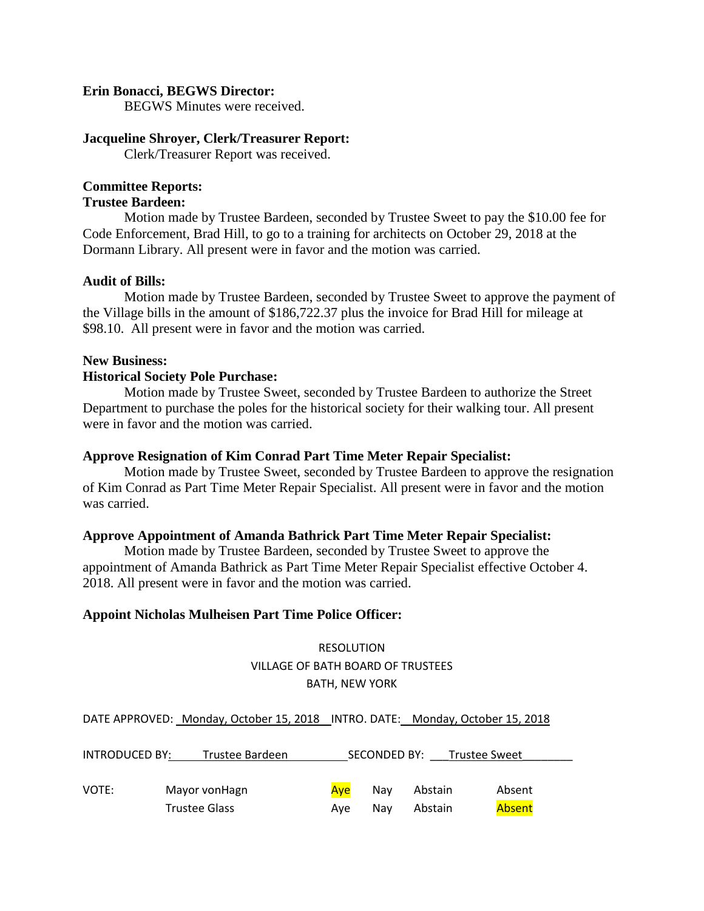**Erin Bonacci, BEGWS Director:**

BEGWS Minutes were received.

**Jacqueline Shroyer, Clerk/Treasurer Report:**

Clerk/Treasurer Report was received.

**Committee Reports:**

**Trustee Bardeen:**

Motion made by Trustee Bardeen, seconded by Trustee Sweet to pay the $10.00 fee for Code Enforcement, Brad Hill, to go to a training for architects on October 29, 2018 at the Dormann Library. All present were in favor and the motion was carried.

**Audit of Bills:**

Motion made by Trustee Bardeen, seconded by Trustee Sweet to approve the payment of the Village bills in the amount of $186,722.37 plus the invoice for Brad Hill for mileage at $98.10. All present were in favor and the motion was carried.

**New Business:**

**Historical Society Pole Purchase:**

Motion made by Trustee Sweet, seconded by Trustee Bardeen to authorize the Street Department to purchase the poles for the historical society for their walking tour. All present were in favor and the motion was carried.

**Approve Resignation of Kim Conrad Part Time Meter Repair Specialist:**

Motion made by Trustee Sweet, seconded by Trustee Bardeen to approve the resignation of Kim Conrad as Part Time Meter Repair Specialist. All present were in favor and the motion was carried.

**Approve Appointment of Amanda Bathrick Part Time Meter Repair Specialist:**

Motion made by Trustee Bardeen, seconded by Trustee Sweet to approve the appointment of Amanda Bathrick as Part Time Meter Repair Specialist effective October 4. 2018. All present were in favor and the motion was carried.

**Appoint Nicholas Mulheisen Part Time Police Officer:**

RESOLUTION
VILLAGE OF BATH BOARD OF TRUSTEES
BATH, NEW YORK

DATE APPROVED: Monday, October 15, 2018 INTRO. DATE: Monday, October 15, 2018

INTRODUCED BY: Trustee Bardeen SECONDED BY: Trustee Sweet

| VOTE: | | | | | |
|---|---|---|---|---|---|
| | Mayor vonHagn | **Aye** | Nay | Abstain | Absent |
| | Trustee Glass | Aye | Nay | Abstain | **Absent** |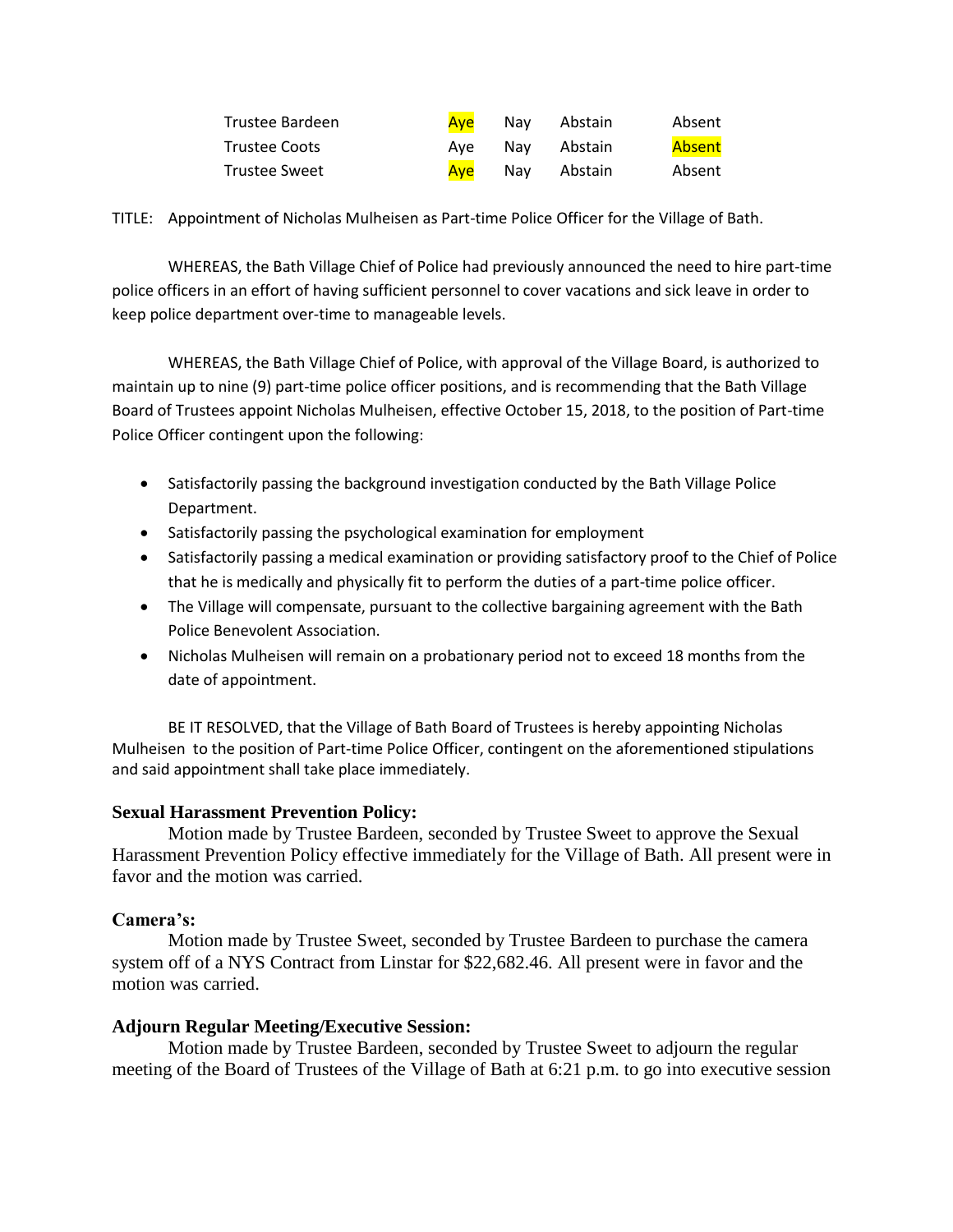| | | | | |
|---|---|---|---|---|
| Trustee Bardeen | Aye | Nay | Abstain | Absent |
| Trustee Coots | Aye | Nay | Abstain | Absent |
| Trustee Sweet | Aye | Nay | Abstain | Absent |

TITLE: Appointment of Nicholas Mulheisen as Part-time Police Officer for the Village of Bath.

WHEREAS, the Bath Village Chief of Police had previously announced the need to hire part-time police officers in an effort of having sufficient personnel to cover vacations and sick leave in order to keep police department over-time to manageable levels.

WHEREAS, the Bath Village Chief of Police, with approval of the Village Board, is authorized to maintain up to nine (9) part-time police officer positions, and is recommending that the Bath Village Board of Trustees appoint Nicholas Mulheisen, effective October 15, 2018, to the position of Part-time Police Officer contingent upon the following:

- Satisfactorily passing the background investigation conducted by the Bath Village Police Department.
- Satisfactorily passing the psychological examination for employment
- Satisfactorily passing a medical examination or providing satisfactory proof to the Chief of Police that he is medically and physically fit to perform the duties of a part-time police officer.
- The Village will compensate, pursuant to the collective bargaining agreement with the Bath Police Benevolent Association.
- Nicholas Mulheisen will remain on a probationary period not to exceed 18 months from the date of appointment.

BE IT RESOLVED, that the Village of Bath Board of Trustees is hereby appointing Nicholas Mulheisen to the position of Part-time Police Officer, contingent on the aforementioned stipulations and said appointment shall take place immediately.

**Sexual Harassment Prevention Policy:**

Motion made by Trustee Bardeen, seconded by Trustee Sweet to approve the Sexual Harassment Prevention Policy effective immediately for the Village of Bath. All present were in favor and the motion was carried.

**Camera's:**

Motion made by Trustee Sweet, seconded by Trustee Bardeen to purchase the camera system off of a NYS Contract from Linstar for $22,682.46. All present were in favor and the motion was carried.

**Adjourn Regular Meeting/Executive Session:**

Motion made by Trustee Bardeen, seconded by Trustee Sweet to adjourn the regular meeting of the Board of Trustees of the Village of Bath at 6:21 p.m. to go into executive session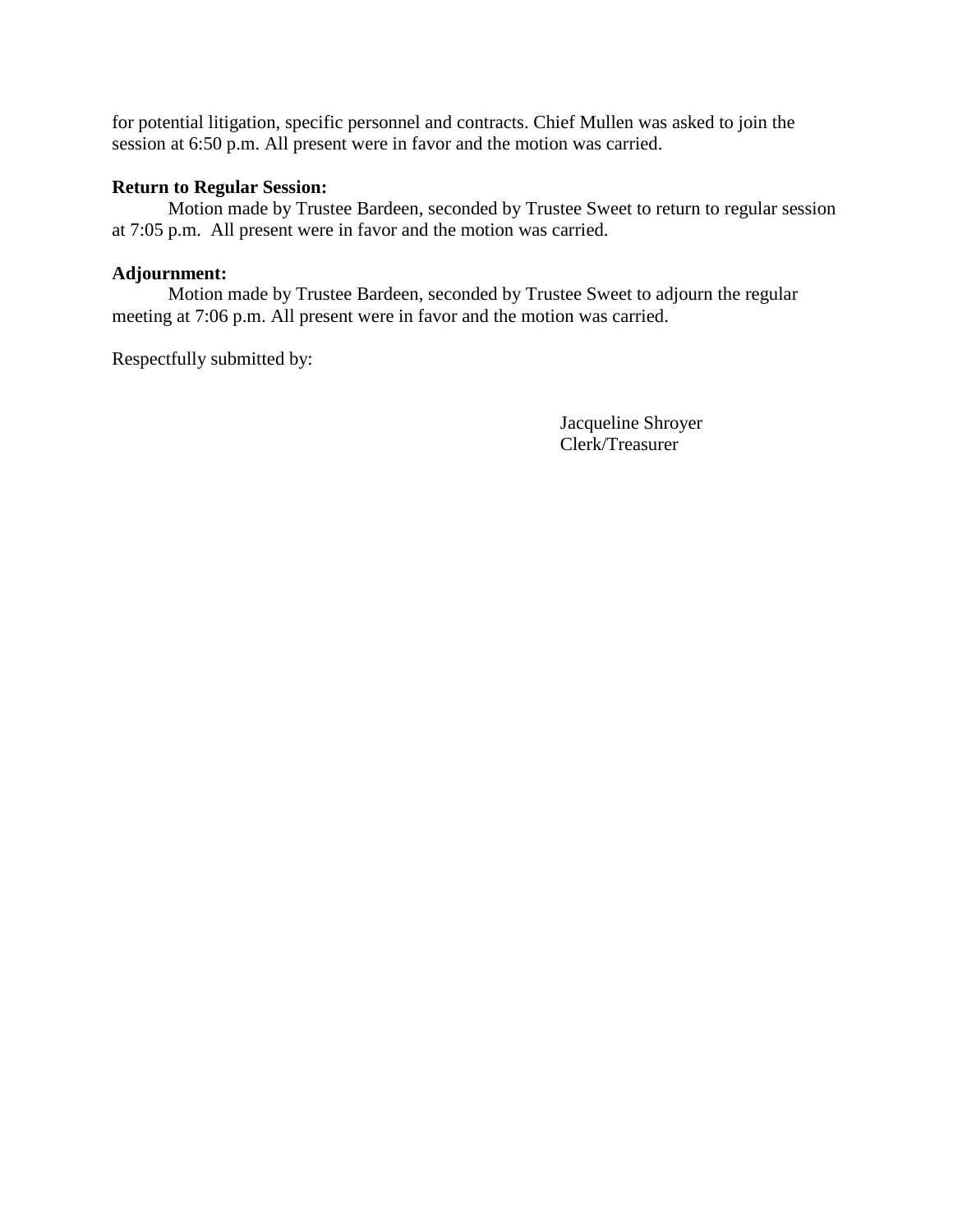for potential litigation, specific personnel and contracts. Chief Mullen was asked to join the session at 6:50 p.m. All present were in favor and the motion was carried.

**Return to Regular Session:**

Motion made by Trustee Bardeen, seconded by Trustee Sweet to return to regular session at 7:05 p.m. All present were in favor and the motion was carried.

**Adjournment:**

Motion made by Trustee Bardeen, seconded by Trustee Sweet to adjourn the regular meeting at 7:06 p.m. All present were in favor and the motion was carried.

Respectfully submitted by:

Jacqueline Shroyer
Clerk/Treasurer